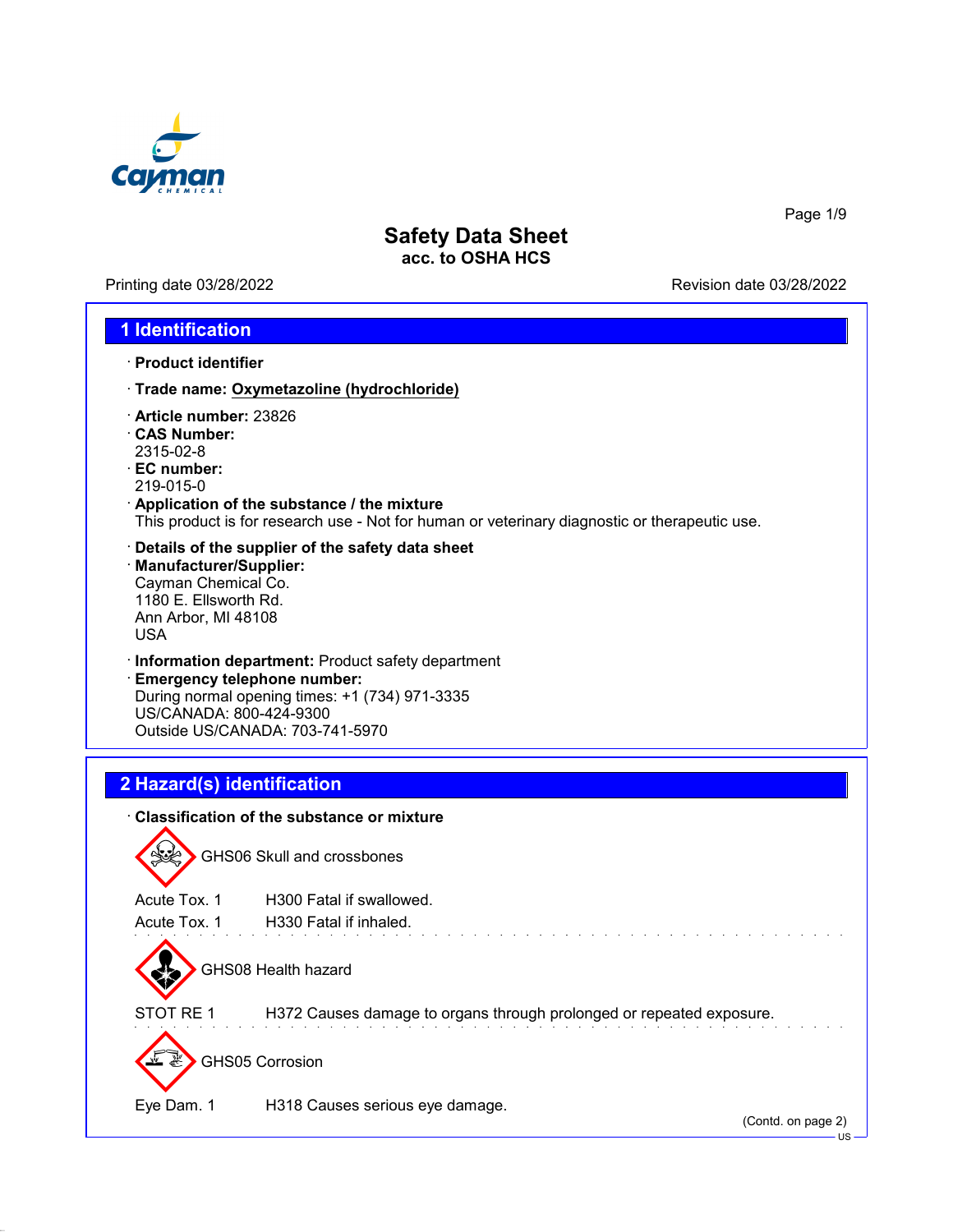# Safety Data Sheet
**acc. to OSHA HCS**

Printing date 03/28/2022 | Revision date 03/28/2022

## 1 Identification

· **Product identifier**

· **Trade name: Oxymetazoline (hydrochloride)**

· **Article number:** 23826
· **CAS Number:**
2315-02-8
· **EC number:**
219-015-0
· **Application of the substance / the mixture**
This product is for research use - Not for human or veterinary diagnostic or therapeutic use.

· **Details of the supplier of the safety data sheet**
· **Manufacturer/Supplier:**
Cayman Chemical Co.
1180 E. Ellsworth Rd.
Ann Arbor, MI 48108
USA

· **Information department:** Product safety department
· **Emergency telephone number:**
During normal opening times: +1 (734) 971-3335
US/CANADA: 800-424-9300
Outside US/CANADA: 703-741-5970

## 2 Hazard(s) identification

· **Classification of the substance or mixture**

GHS06 Skull and crossbones

Acute Tox. 1 H300 Fatal if swallowed.
Acute Tox. 1 H330 Fatal if inhaled.

GHS08 Health hazard

STOT RE 1 H372 Causes damage to organs through prolonged or repeated exposure.

GHS05 Corrosion

Eye Dam. 1 H318 Causes serious eye damage.

(Contd. on page 2)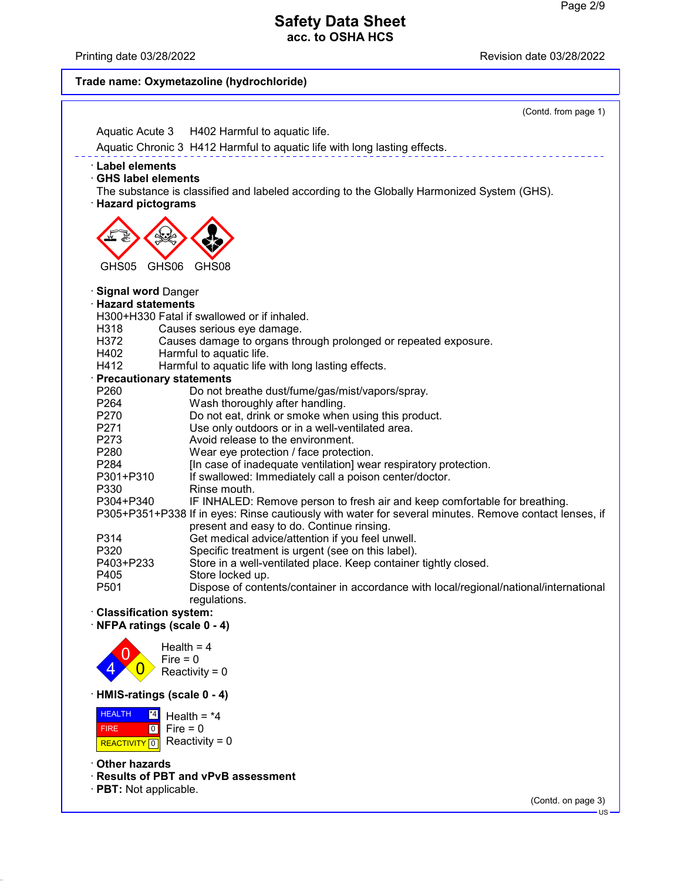**Trade name: Oxymetazoline (hydrochloride)**

(Contd. from page 1)

Aquatic Acute 3 H402 Harmful to aquatic life.

Aquatic Chronic 3 H412 Harmful to aquatic life with long lasting effects.

· **Label elements**

· **GHS label elements**

The substance is classified and labeled according to the Globally Harmonized System (GHS).

· **Hazard pictograms**

GHS05 GHS06 GHS08

· **Signal word** Danger

· **Hazard statements**

H300+H330 Fatal if swallowed or if inhaled.

H318 Causes serious eye damage.

H372 Causes damage to organs through prolonged or repeated exposure.

H402 Harmful to aquatic life.

H412 Harmful to aquatic life with long lasting effects.

· **Precautionary statements**

P260 Do not breathe dust/fume/gas/mist/vapors/spray.

P264 Wash thoroughly after handling.

P270 Do not eat, drink or smoke when using this product.

P271 Use only outdoors or in a well-ventilated area.

P273 Avoid release to the environment.

P280 Wear eye protection / face protection.

P284 [In case of inadequate ventilation] wear respiratory protection.

P301+P310 If swallowed: Immediately call a poison center/doctor.

P330 Rinse mouth.

P304+P340 IF INHALED: Remove person to fresh air and keep comfortable for breathing.

P305+P351+P338 If in eyes: Rinse cautiously with water for several minutes. Remove contact lenses, if present and easy to do. Continue rinsing.

P314 Get medical advice/attention if you feel unwell.

P320 Specific treatment is urgent (see on this label).

P403+P233 Store in a well-ventilated place. Keep container tightly closed.

P405 Store locked up.

P501 Dispose of contents/container in accordance with local/regional/national/international regulations.

· **Classification system:**

· **NFPA ratings (scale 0 - 4)**

Health = 4

Fire = 0

Reactivity = 0

· **HMIS-ratings (scale 0 - 4)**

| | | |
|---|---|---|
| HEALTH | *4 | Health = *4 |
| FIRE | 0 | Fire = 0 |
| REACTIVITY | 0 | Reactivity = 0 |

· **Other hazards**

· **Results of PBT and vPvB assessment**

· **PBT:** Not applicable.

(Contd. on page 3)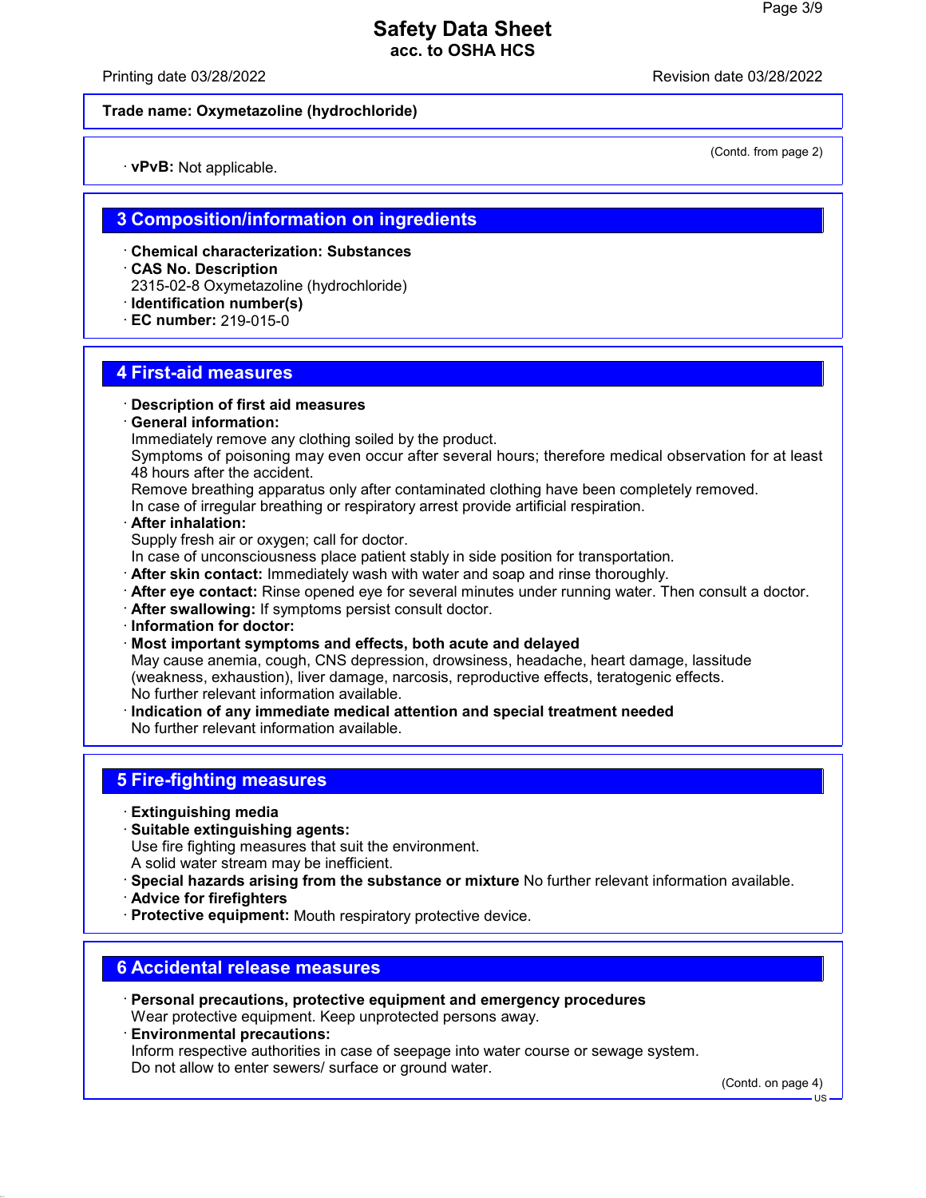(Contd. from page 2)

· **vPvB:** Not applicable.

## 3 Composition/information on ingredients

· **Chemical characterization: Substances**
· **CAS No. Description**
2315-02-8 Oxymetazoline (hydrochloride)
· **Identification number(s)**
· **EC number:** 219-015-0

## 4 First-aid measures

· **Description of first aid measures**
· **General information:**
Immediately remove any clothing soiled by the product.
Symptoms of poisoning may even occur after several hours; therefore medical observation for at least 48 hours after the accident.
Remove breathing apparatus only after contaminated clothing have been completely removed.
In case of irregular breathing or respiratory arrest provide artificial respiration.
· **After inhalation:**
Supply fresh air or oxygen; call for doctor.
In case of unconsciousness place patient stably in side position for transportation.
· **After skin contact:** Immediately wash with water and soap and rinse thoroughly.
· **After eye contact:** Rinse opened eye for several minutes under running water. Then consult a doctor.
· **After swallowing:** If symptoms persist consult doctor.
· **Information for doctor:**
· **Most important symptoms and effects, both acute and delayed**
May cause anemia, cough, CNS depression, drowsiness, headache, heart damage, lassitude (weakness, exhaustion), liver damage, narcosis, reproductive effects, teratogenic effects.
No further relevant information available.
· **Indication of any immediate medical attention and special treatment needed**
No further relevant information available.

## 5 Fire-fighting measures

· **Extinguishing media**
· **Suitable extinguishing agents:**
Use fire fighting measures that suit the environment.
A solid water stream may be inefficient.
· **Special hazards arising from the substance or mixture** No further relevant information available.
· **Advice for firefighters**
· **Protective equipment:** Mouth respiratory protective device.

## 6 Accidental release measures

· **Personal precautions, protective equipment and emergency procedures**
Wear protective equipment. Keep unprotected persons away.
· **Environmental precautions:**
Inform respective authorities in case of seepage into water course or sewage system.
Do not allow to enter sewers/ surface or ground water.

(Contd. on page 4)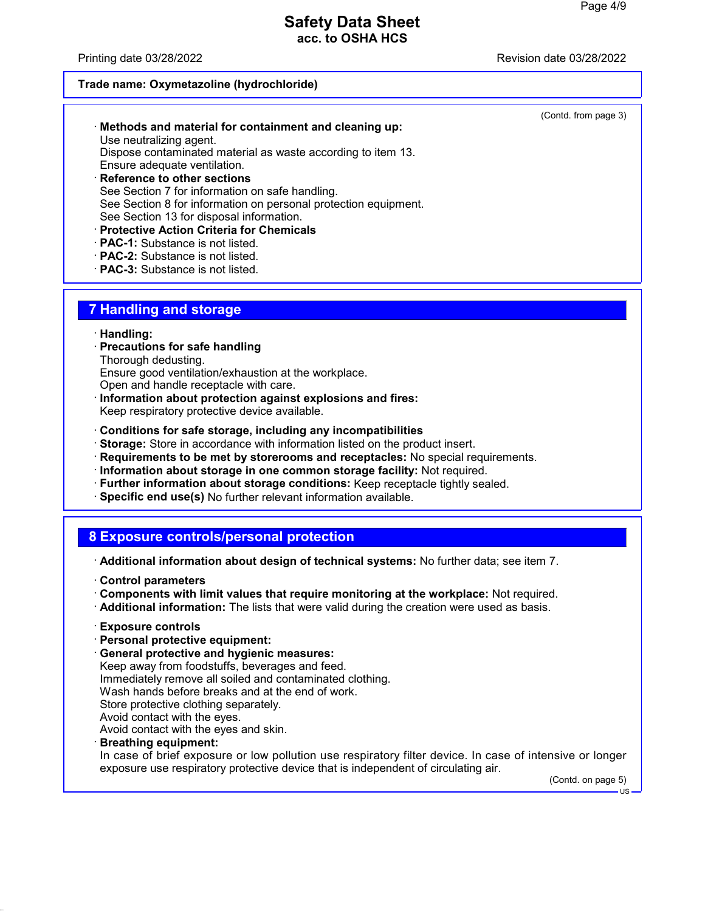**Trade name: Oxymetazoline (hydrochloride)**

(Contd. from page 3)

· **Methods and material for containment and cleaning up:**
Use neutralizing agent.
Dispose contaminated material as waste according to item 13.
Ensure adequate ventilation.

· **Reference to other sections**
See Section 7 for information on safe handling.
See Section 8 for information on personal protection equipment.
See Section 13 for disposal information.

· **Protective Action Criteria for Chemicals**

· **PAC-1:** Substance is not listed.

· **PAC-2:** Substance is not listed.

· **PAC-3:** Substance is not listed.

## 7 Handling and storage

· **Handling:**

· **Precautions for safe handling**
Thorough dedusting.
Ensure good ventilation/exhaustion at the workplace.
Open and handle receptacle with care.

· **Information about protection against explosions and fires:**
Keep respiratory protective device available.

· **Conditions for safe storage, including any incompatibilities**

· **Storage:** Store in accordance with information listed on the product insert.

· **Requirements to be met by storerooms and receptacles:** No special requirements.

· **Information about storage in one common storage facility:** Not required.

· **Further information about storage conditions:** Keep receptacle tightly sealed.

· **Specific end use(s)** No further relevant information available.

## 8 Exposure controls/personal protection

· **Additional information about design of technical systems:** No further data; see item 7.

· **Control parameters**

· **Components with limit values that require monitoring at the workplace:** Not required.

· **Additional information:** The lists that were valid during the creation were used as basis.

· **Exposure controls**

· **Personal protective equipment:**

· **General protective and hygienic measures:**
Keep away from foodstuffs, beverages and feed.
Immediately remove all soiled and contaminated clothing.
Wash hands before breaks and at the end of work.
Store protective clothing separately.
Avoid contact with the eyes.
Avoid contact with the eyes and skin.

· **Breathing equipment:**
In case of brief exposure or low pollution use respiratory filter device. In case of intensive or longer exposure use respiratory protective device that is independent of circulating air.

(Contd. on page 5)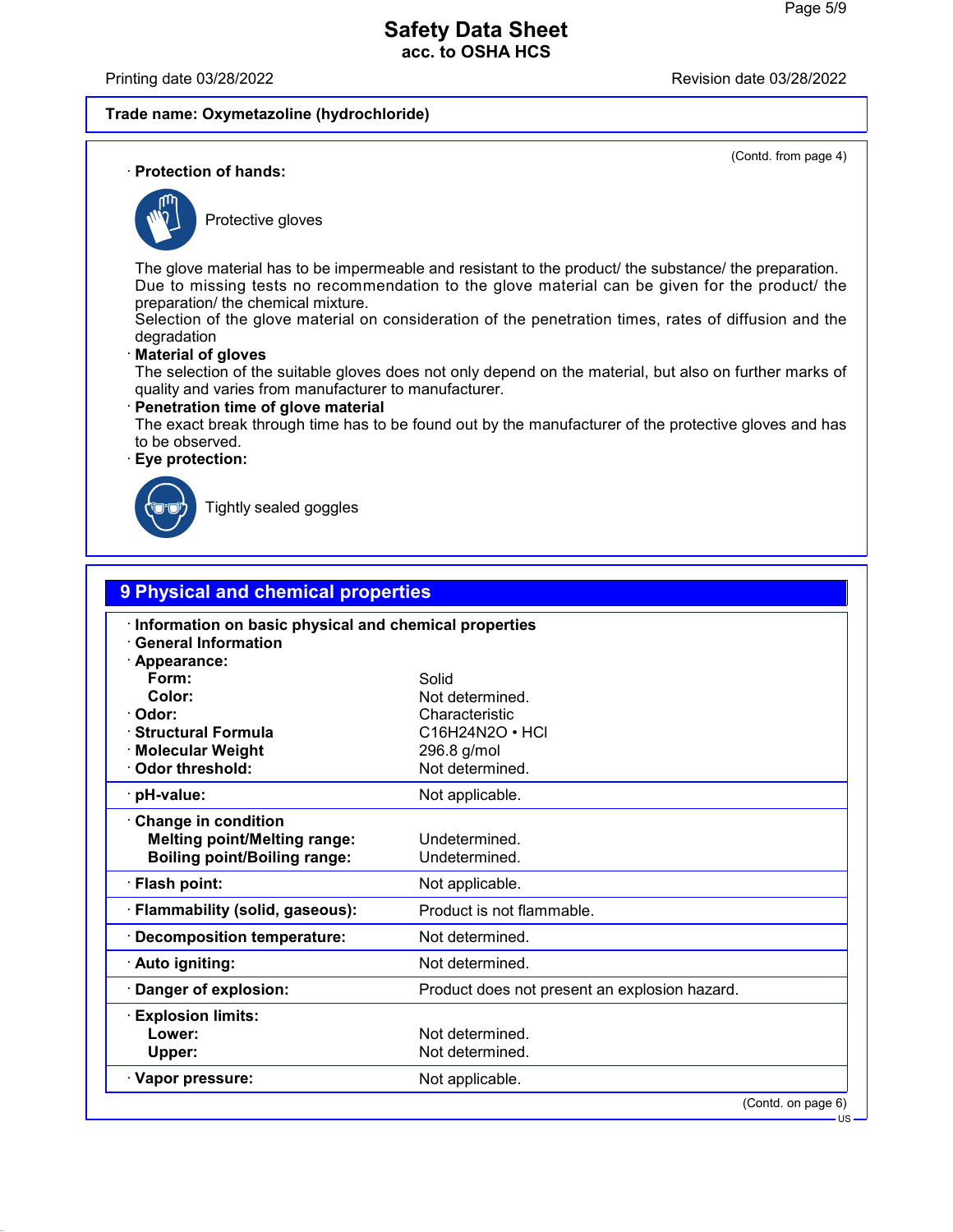**Trade name: Oxymetazoline (hydrochloride)**

(Contd. from page 4)

· **Protection of hands:**

Protective gloves

The glove material has to be impermeable and resistant to the product/ the substance/ the preparation.
Due to missing tests no recommendation to the glove material can be given for the product/ the preparation/ the chemical mixture.
Selection of the glove material on consideration of the penetration times, rates of diffusion and the degradation

· **Material of gloves**
The selection of the suitable gloves does not only depend on the material, but also on further marks of quality and varies from manufacturer to manufacturer.

· **Penetration time of glove material**
The exact break through time has to be found out by the manufacturer of the protective gloves and has to be observed.

· **Eye protection:**

Tightly sealed goggles

## 9 Physical and chemical properties

| | |
|---|---|
| · **Information on basic physical and chemical properties** | |
| · **General Information** | |
| · **Appearance:** | |
| **Form:** | Solid |
| **Color:** | Not determined. |
| · **Odor:** | Characteristic |
| · **Structural Formula** | $C_{16}H_{24}N_2O$ • HCl |
| · **Molecular Weight** | 296.8 g/mol |
| · **Odor threshold:** | Not determined. |
| · **pH-value:** | Not applicable. |
| · **Change in condition** | |
| **Melting point/Melting range:** | Undetermined. |
| **Boiling point/Boiling range:** | Undetermined. |
| · **Flash point:** | Not applicable. |
| · **Flammability (solid, gaseous):** | Product is not flammable. |
| · **Decomposition temperature:** | Not determined. |
| · **Auto igniting:** | Not determined. |
| · **Danger of explosion:** | Product does not present an explosion hazard. |
| · **Explosion limits:** | |
| **Lower:** | Not determined. |
| **Upper:** | Not determined. |
| · **Vapor pressure:** | Not applicable. |

(Contd. on page 6)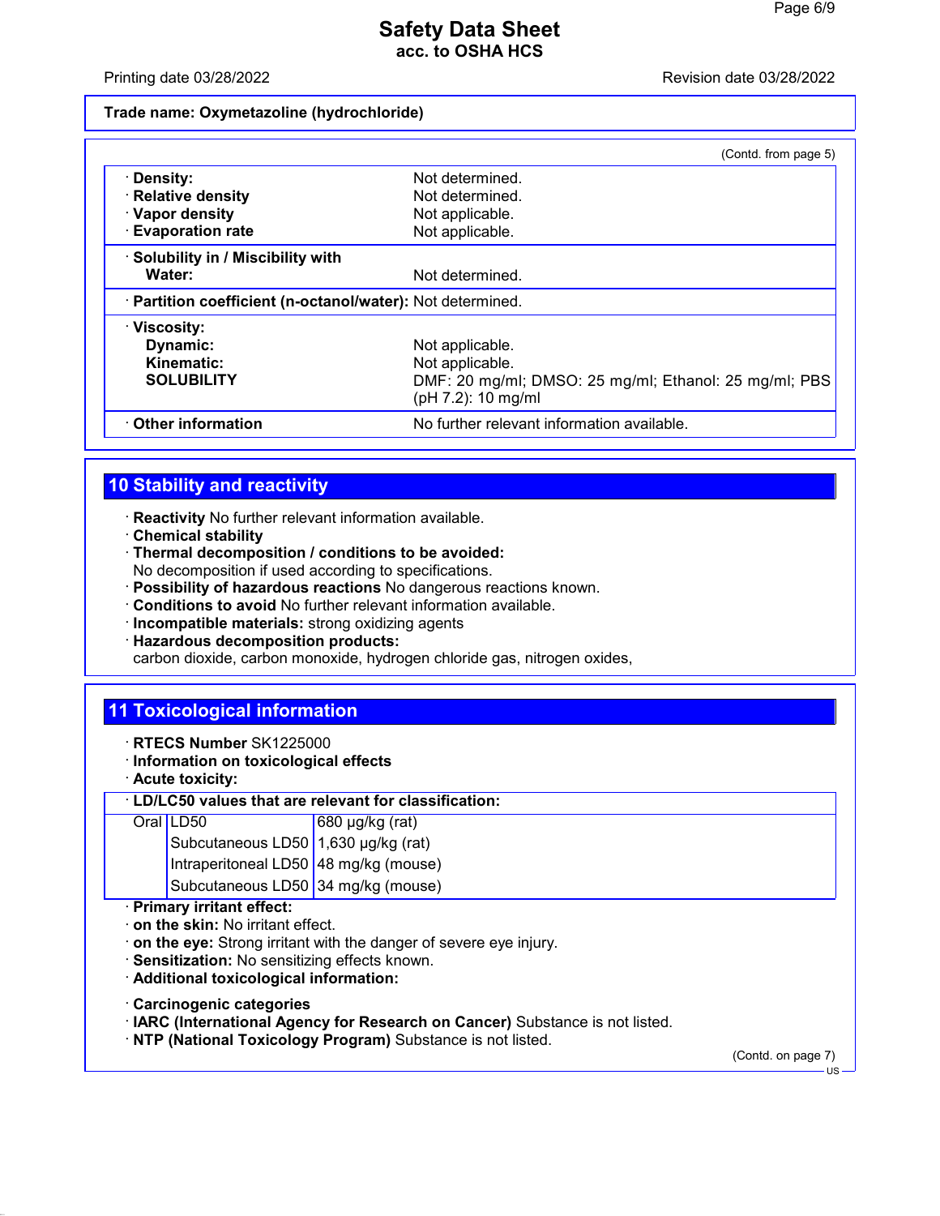Trade name: Oxymetazoline (hydrochloride)

(Contd. from page 5)

| | |
|---|---|
| · **Density:** | Not determined. |
| · **Relative density** | Not determined. |
| · **Vapor density** | Not applicable. |
| · **Evaporation rate** | Not applicable. |
| · **Solubility in / Miscibility with Water:** | Not determined. |
| · **Partition coefficient (n-octanol/water):** | Not determined. |
| · **Viscosity:** | |
| **Dynamic:** | Not applicable. |
| **Kinematic:** | Not applicable. |
| **SOLUBILITY** | DMF: 20 mg/ml; DMSO: 25 mg/ml; Ethanol: 25 mg/ml; PBS (pH 7.2): 10 mg/ml |
| · **Other information** | No further relevant information available. |

## 10 Stability and reactivity

· **Reactivity** No further relevant information available.
· **Chemical stability**
· **Thermal decomposition / conditions to be avoided:**
No decomposition if used according to specifications.
· **Possibility of hazardous reactions** No dangerous reactions known.
· **Conditions to avoid** No further relevant information available.
· **Incompatible materials:** strong oxidizing agents
· **Hazardous decomposition products:**
carbon dioxide, carbon monoxide, hydrogen chloride gas, nitrogen oxides,

## 11 Toxicological information

· **RTECS Number** SK1225000
· **Information on toxicological effects**
· **Acute toxicity:**

| · **LD/LC50 values that are relevant for classification:** | | |
|---|---|---|
| Oral | LD50 | 680 µg/kg (rat) |
| | Subcutaneous LD50 | 1,630 µg/kg (rat) |
| | Intraperitoneal LD50 | 48 mg/kg (mouse) |
| | Subcutaneous LD50 | 34 mg/kg (mouse) |

· **Primary irritant effect:**
· **on the skin:** No irritant effect.
· **on the eye:** Strong irritant with the danger of severe eye injury.
· **Sensitization:** No sensitizing effects known.
· **Additional toxicological information:**

· **Carcinogenic categories**
· **IARC (International Agency for Research on Cancer)** Substance is not listed.
· **NTP (National Toxicology Program)** Substance is not listed.

(Contd. on page 7)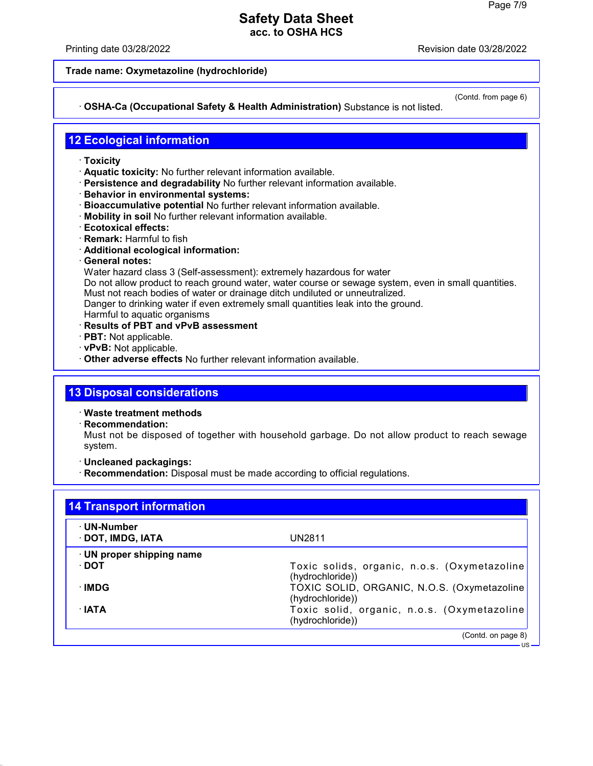**Trade name: Oxymetazoline (hydrochloride)**

(Contd. from page 6)

· **OSHA-Ca (Occupational Safety & Health Administration)** Substance is not listed.

## 12 Ecological information

· **Toxicity**
· **Aquatic toxicity:** No further relevant information available.
· **Persistence and degradability** No further relevant information available.
· **Behavior in environmental systems:**
· **Bioaccumulative potential** No further relevant information available.
· **Mobility in soil** No further relevant information available.
· **Ecotoxical effects:**
· **Remark:** Harmful to fish
· **Additional ecological information:**
· **General notes:**
Water hazard class 3 (Self-assessment): extremely hazardous for water
Do not allow product to reach ground water, water course or sewage system, even in small quantities.
Must not reach bodies of water or drainage ditch undiluted or unneutralized.
Danger to drinking water if even extremely small quantities leak into the ground.
Harmful to aquatic organisms
· **Results of PBT and vPvB assessment**
· **PBT:** Not applicable.
· **vPvB:** Not applicable.
· **Other adverse effects** No further relevant information available.

## 13 Disposal considerations

· **Waste treatment methods**
· **Recommendation:**
Must not be disposed of together with household garbage. Do not allow product to reach sewage system.

· **Uncleaned packagings:**
· **Recommendation:** Disposal must be made according to official regulations.

## 14 Transport information

| | |
|---|---|
| · **UN-Number** | |
| · **DOT, IMDG, IATA** | UN2811 |
| · **UN proper shipping name** | |
| · **DOT** | Toxic solids, organic, n.o.s. (Oxymetazoline (hydrochloride)) |
| · **IMDG** | TOXIC SOLID, ORGANIC, N.O.S. (Oxymetazoline (hydrochloride)) |
| · **IATA** | Toxic solid, organic, n.o.s. (Oxymetazoline (hydrochloride)) |

(Contd. on page 8)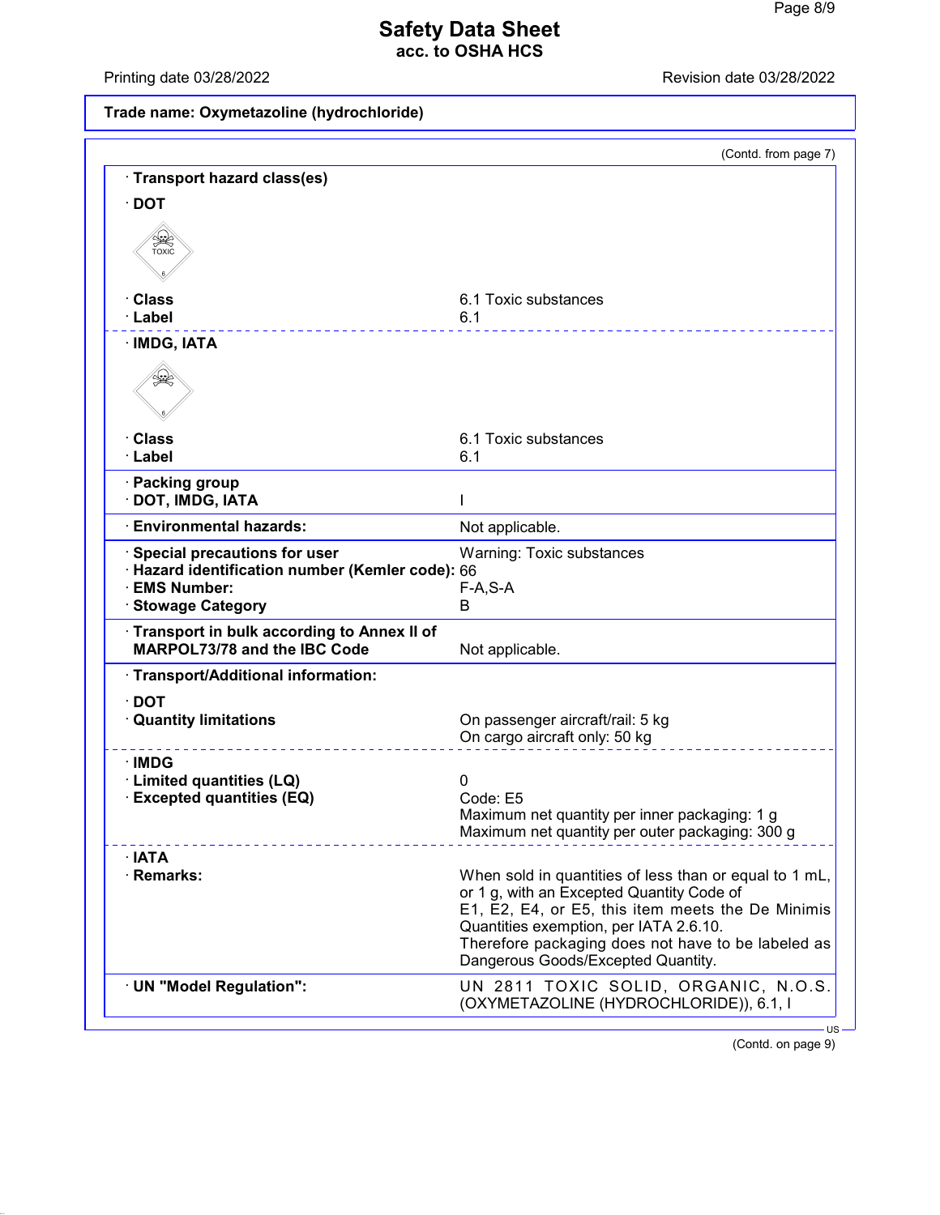**Trade name: Oxymetazoline (hydrochloride)**

(Contd. from page 7)

· **Transport hazard class(es)**

· **DOT**

| | |
|---|---|
| · **Class** | 6.1 Toxic substances |
| · **Label** | 6.1 |

· **IMDG, IATA**

| | |
|---|---|
| · **Class** | 6.1 Toxic substances |
| · **Label** | 6.1 |
| · **Packing group** | |
| · **DOT, IMDG, IATA** | I |
| · **Environmental hazards:** | Not applicable. |
| · **Special precautions for user** | Warning: Toxic substances |
| · **Hazard identification number (Kemler code):** | 66 |
| · **EMS Number:** | F-A,S-A |
| · **Stowage Category** | B |
| · **Transport in bulk according to Annex II of MARPOL73/78 and the IBC Code** | Not applicable. |

· **Transport/Additional information:**

· **DOT**

| | |
|---|---|
| · **Quantity limitations** | On passenger aircraft/rail: 5 kg<br>On cargo aircraft only: 50 kg |

· **IMDG**

| | |
|---|---|
| · **Limited quantities (LQ)** | 0 |
| · **Excepted quantities (EQ)** | Code: E5<br>Maximum net quantity per inner packaging: 1 g<br>Maximum net quantity per outer packaging: 300 g |

· **IATA**

| | |
|---|---|
| · **Remarks:** | When sold in quantities of less than or equal to 1 mL, or 1 g, with an Excepted Quantity Code of E1, E2, E4, or E5, this item meets the De Minimis Quantities exemption, per IATA 2.6.10. Therefore packaging does not have to be labeled as Dangerous Goods/Excepted Quantity. |
| · **UN "Model Regulation":** | UN 2811 TOXIC SOLID, ORGANIC, N.O.S. (OXYMETAZOLINE (HYDROCHLORIDE)), 6.1, I |

(Contd. on page 9)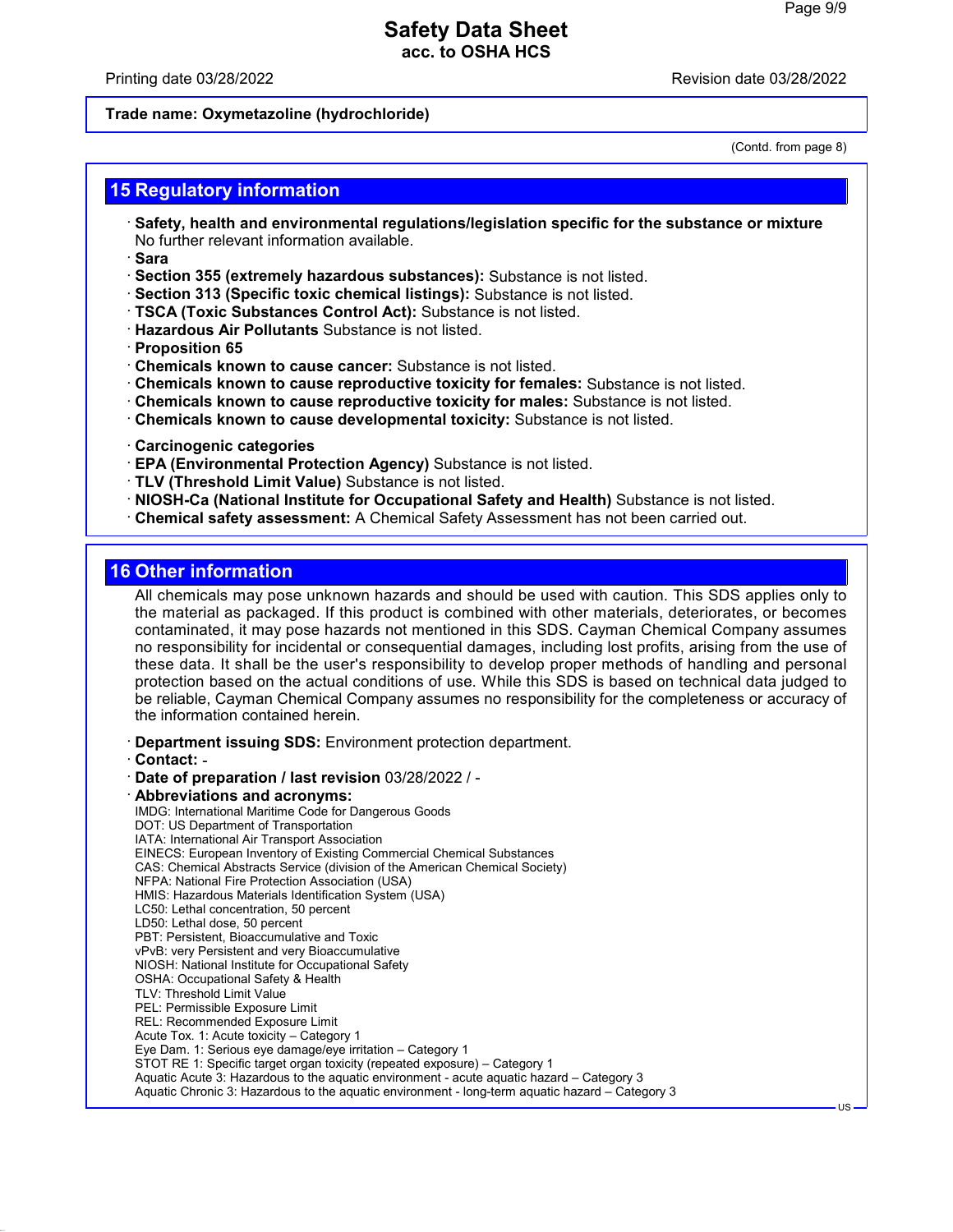Trade name: Oxymetazoline (hydrochloride)

(Contd. from page 8)

## 15 Regulatory information

- **Safety, health and environmental regulations/legislation specific for the substance or mixture**
  No further relevant information available.
- **Sara**
- **Section 355 (extremely hazardous substances):** Substance is not listed.
- **Section 313 (Specific toxic chemical listings):** Substance is not listed.
- **TSCA (Toxic Substances Control Act):** Substance is not listed.
- **Hazardous Air Pollutants** Substance is not listed.
- **Proposition 65**
- **Chemicals known to cause cancer:** Substance is not listed.
- **Chemicals known to cause reproductive toxicity for females:** Substance is not listed.
- **Chemicals known to cause reproductive toxicity for males:** Substance is not listed.
- **Chemicals known to cause developmental toxicity:** Substance is not listed.

- **Carcinogenic categories**
- **EPA (Environmental Protection Agency)** Substance is not listed.
- **TLV (Threshold Limit Value)** Substance is not listed.
- **NIOSH-Ca (National Institute for Occupational Safety and Health)** Substance is not listed.
- **Chemical safety assessment:** A Chemical Safety Assessment has not been carried out.

## 16 Other information

All chemicals may pose unknown hazards and should be used with caution. This SDS applies only to the material as packaged. If this product is combined with other materials, deteriorates, or becomes contaminated, it may pose hazards not mentioned in this SDS. Cayman Chemical Company assumes no responsibility for incidental or consequential damages, including lost profits, arising from the use of these data. It shall be the user's responsibility to develop proper methods of handling and personal protection based on the actual conditions of use. While this SDS is based on technical data judged to be reliable, Cayman Chemical Company assumes no responsibility for the completeness or accuracy of the information contained herein.

- **Department issuing SDS:** Environment protection department.
- **Contact:** -
- **Date of preparation / last revision** 03/28/2022 / -
- **Abbreviations and acronyms:**

IMDG: International Maritime Code for Dangerous Goods
DOT: US Department of Transportation
IATA: International Air Transport Association
EINECS: European Inventory of Existing Commercial Chemical Substances
CAS: Chemical Abstracts Service (division of the American Chemical Society)
NFPA: National Fire Protection Association (USA)
HMIS: Hazardous Materials Identification System (USA)
LC50: Lethal concentration, 50 percent
LD50: Lethal dose, 50 percent
PBT: Persistent, Bioaccumulative and Toxic
vPvB: very Persistent and very Bioaccumulative
NIOSH: National Institute for Occupational Safety
OSHA: Occupational Safety & Health
TLV: Threshold Limit Value
PEL: Permissible Exposure Limit
REL: Recommended Exposure Limit
Acute Tox. 1: Acute toxicity – Category 1
Eye Dam. 1: Serious eye damage/eye irritation – Category 1
STOT RE 1: Specific target organ toxicity (repeated exposure) – Category 1
Aquatic Acute 3: Hazardous to the aquatic environment - acute aquatic hazard – Category 3
Aquatic Chronic 3: Hazardous to the aquatic environment - long-term aquatic hazard – Category 3